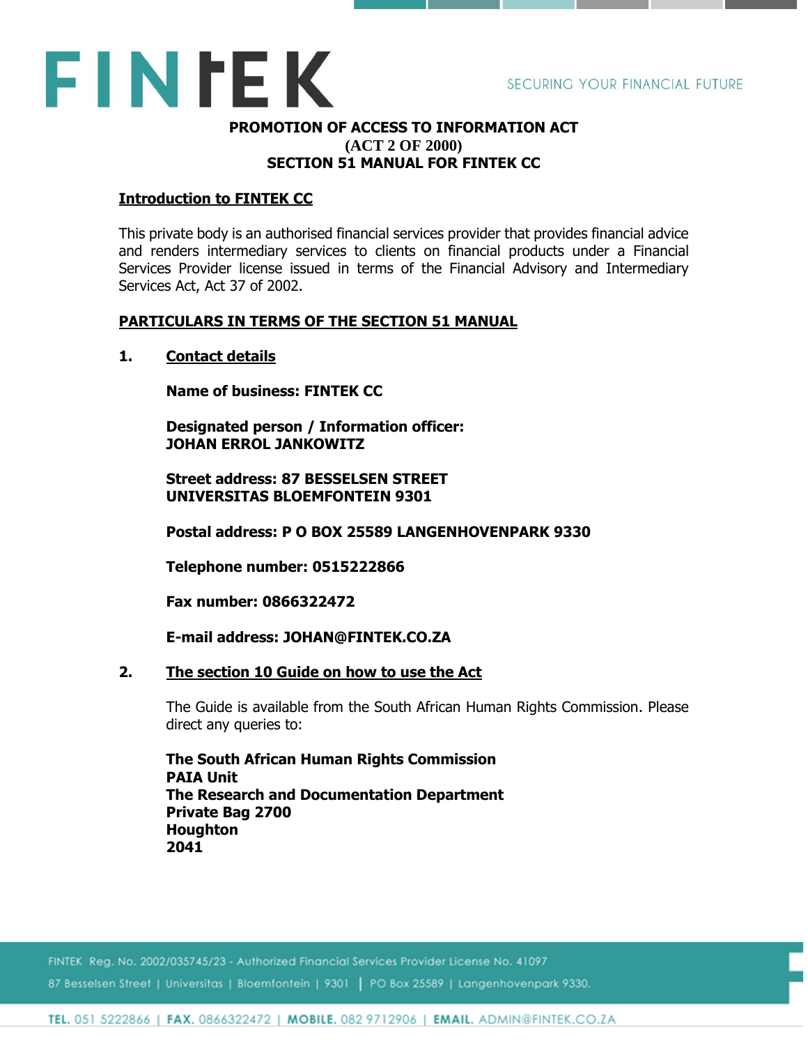# PROMOTION OF ACCESS TO INFORMATION ACT
## (ACT 2 OF 2000)
## SECTION 51 MANUAL FOR FINTEK CC

**Introduction to FINTEK CC**

This private body is an authorised financial services provider that provides financial advice and renders intermediary services to clients on financial products under a Financial Services Provider license issued in terms of the Financial Advisory and Intermediary Services Act, Act 37 of 2002.

**PARTICULARS IN TERMS OF THE SECTION 51 MANUAL**

**1. Contact details**

**Name of business: FINTEK CC**

**Designated person / Information officer:**
**JOHAN ERROL JANKOWITZ**

**Street address: 87 BESSELSEN STREET**
**UNIVERSITAS BLOEMFONTEIN 9301**

**Postal address: P O BOX 25589 LANGENHOVENPARK 9330**

**Telephone number: 0515222866**

**Fax number: 0866322472**

**E-mail address: JOHAN@FINTEK.CO.ZA**

**2. The section 10 Guide on how to use the Act**

The Guide is available from the South African Human Rights Commission. Please direct any queries to:

**The South African Human Rights Commission**
**PAIA Unit**
**The Research and Documentation Department**
**Private Bag 2700**
**Houghton**
**2041**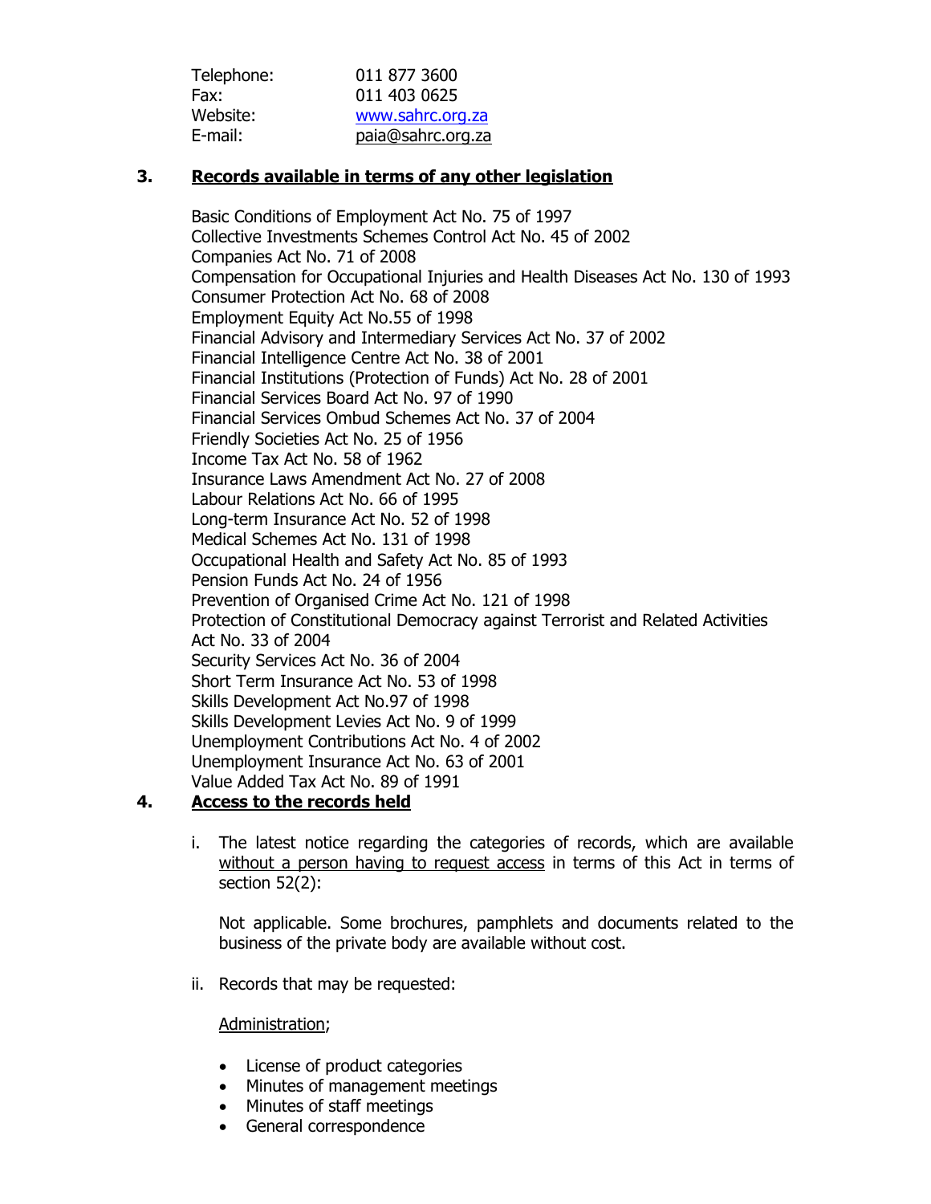| | |
|---|---|
| Telephone: | 011 877 3600 |
| Fax: | 011 403 0625 |
| Website: | www.sahrc.org.za |
| E-mail: | paia@sahrc.org.za |

## 3. Records available in terms of any other legislation

Basic Conditions of Employment Act No. 75 of 1997
Collective Investments Schemes Control Act No. 45 of 2002
Companies Act No. 71 of 2008
Compensation for Occupational Injuries and Health Diseases Act No. 130 of 1993
Consumer Protection Act No. 68 of 2008
Employment Equity Act No.55 of 1998
Financial Advisory and Intermediary Services Act No. 37 of 2002
Financial Intelligence Centre Act No. 38 of 2001
Financial Institutions (Protection of Funds) Act No. 28 of 2001
Financial Services Board Act No. 97 of 1990
Financial Services Ombud Schemes Act No. 37 of 2004
Friendly Societies Act No. 25 of 1956
Income Tax Act No. 58 of 1962
Insurance Laws Amendment Act No. 27 of 2008
Labour Relations Act No. 66 of 1995
Long-term Insurance Act No. 52 of 1998
Medical Schemes Act No. 131 of 1998
Occupational Health and Safety Act No. 85 of 1993
Pension Funds Act No. 24 of 1956
Prevention of Organised Crime Act No. 121 of 1998
Protection of Constitutional Democracy against Terrorist and Related Activities Act No. 33 of 2004
Security Services Act No. 36 of 2004
Short Term Insurance Act No. 53 of 1998
Skills Development Act No.97 of 1998
Skills Development Levies Act No. 9 of 1999
Unemployment Contributions Act No. 4 of 2002
Unemployment Insurance Act No. 63 of 2001
Value Added Tax Act No. 89 of 1991

## 4. Access to the records held

i. The latest notice regarding the categories of records, which are available without a person having to request access in terms of this Act in terms of section 52(2):

   Not applicable. Some brochures, pamphlets and documents related to the business of the private body are available without cost.

ii. Records that may be requested:

   Administration;

   - License of product categories
   - Minutes of management meetings
   - Minutes of staff meetings
   - General correspondence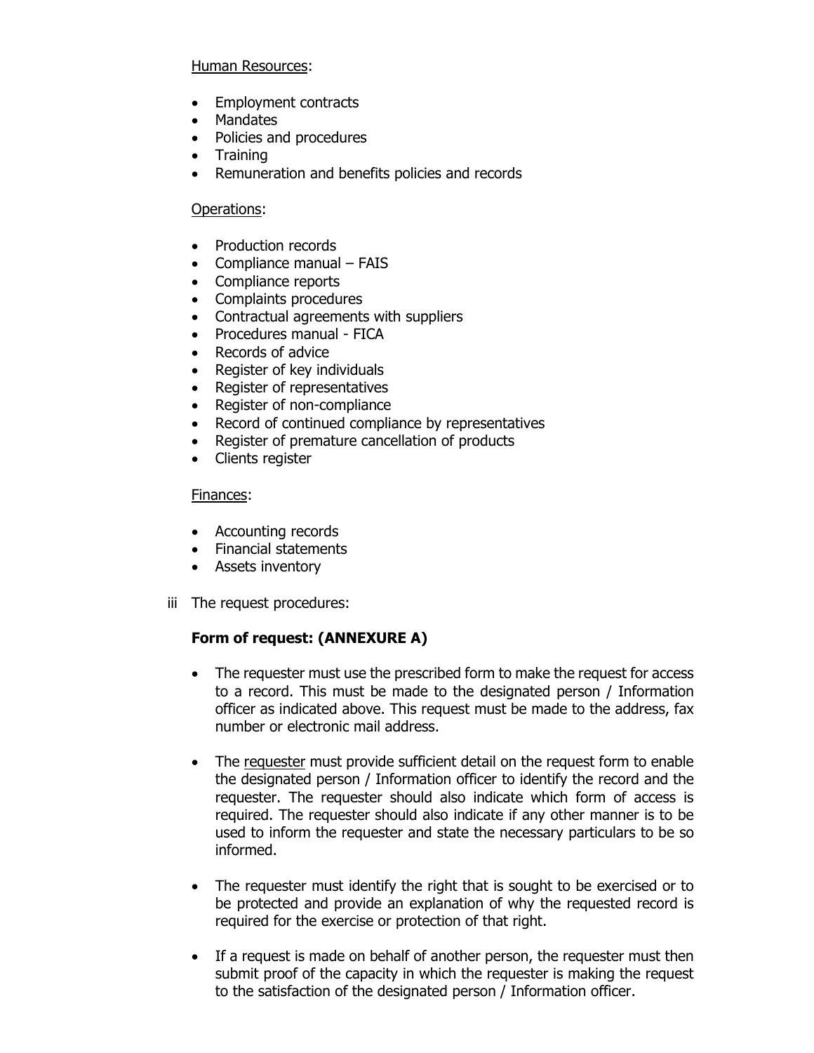<u>Human Resources</u>:

- Employment contracts
- Mandates
- Policies and procedures
- Training
- Remuneration and benefits policies and records

<u>Operations</u>:

- Production records
- Compliance manual – FAIS
- Compliance reports
- Complaints procedures
- Contractual agreements with suppliers
- Procedures manual - FICA
- Records of advice
- Register of key individuals
- Register of representatives
- Register of non-compliance
- Record of continued compliance by representatives
- Register of premature cancellation of products
- Clients register

<u>Finances</u>:

- Accounting records
- Financial statements
- Assets inventory

iii The request procedures:

**Form of request: (ANNEXURE A)**

- The requester must use the prescribed form to make the request for access to a record. This must be made to the designated person / Information officer as indicated above. This request must be made to the address, fax number or electronic mail address.

- The <u>requester</u> must provide sufficient detail on the request form to enable the designated person / Information officer to identify the record and the requester. The requester should also indicate which form of access is required. The requester should also indicate if any other manner is to be used to inform the requester and state the necessary particulars to be so informed.

- The requester must identify the right that is sought to be exercised or to be protected and provide an explanation of why the requested record is required for the exercise or protection of that right.

- If a request is made on behalf of another person, the requester must then submit proof of the capacity in which the requester is making the request to the satisfaction of the designated person / Information officer.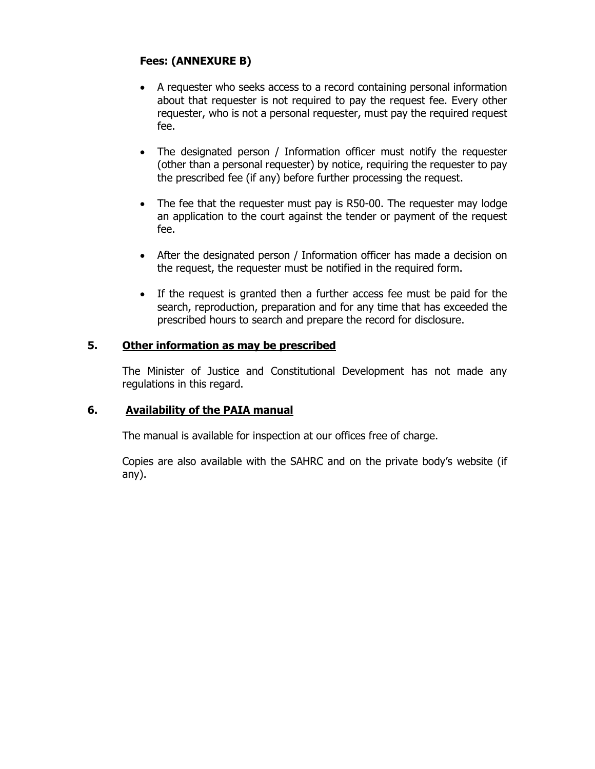**Fees: (ANNEXURE B)**

- A requester who seeks access to a record containing personal information about that requester is not required to pay the request fee. Every other requester, who is not a personal requester, must pay the required request fee.

- The designated person / Information officer must notify the requester (other than a personal requester) by notice, requiring the requester to pay the prescribed fee (if any) before further processing the request.

- The fee that the requester must pay is R50-00. The requester may lodge an application to the court against the tender or payment of the request fee.

- After the designated person / Information officer has made a decision on the request, the requester must be notified in the required form.

- If the request is granted then a further access fee must be paid for the search, reproduction, preparation and for any time that has exceeded the prescribed hours to search and prepare the record for disclosure.

## 5. Other information as may be prescribed

The Minister of Justice and Constitutional Development has not made any regulations in this regard.

## 6. Availability of the PAIA manual

The manual is available for inspection at our offices free of charge.

Copies are also available with the SAHRC and on the private body's website (if any).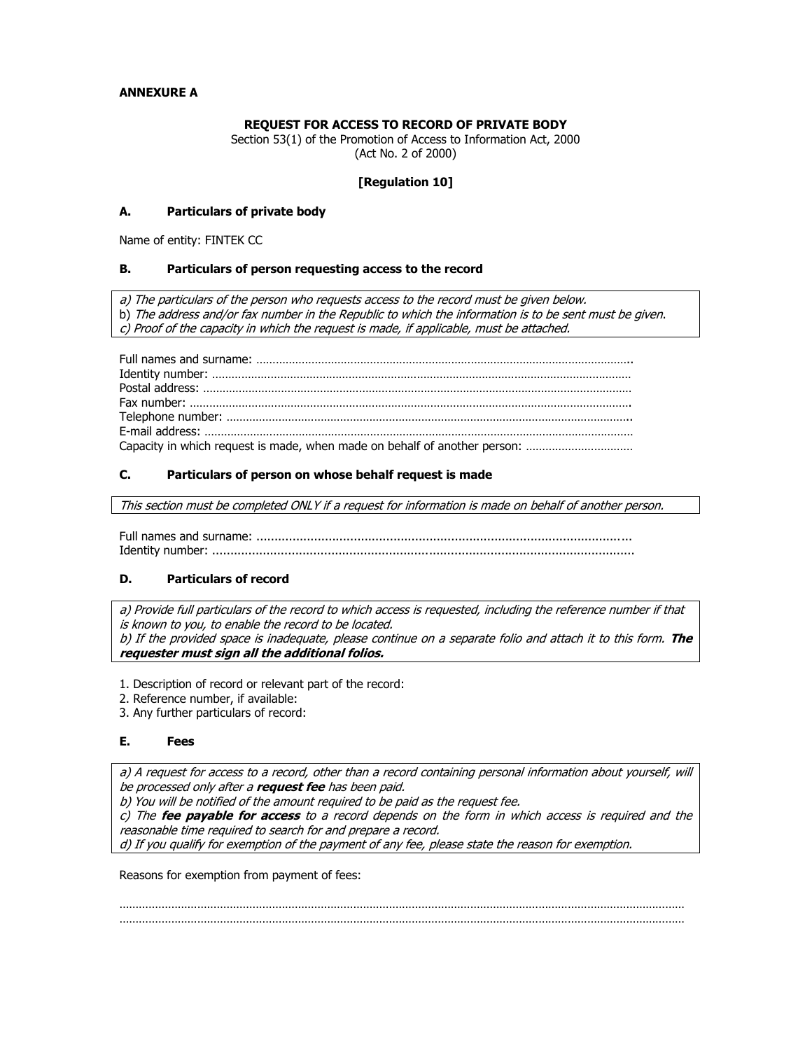**ANNEXURE A**

**REQUEST FOR ACCESS TO RECORD OF PRIVATE BODY**

Section 53(1) of the Promotion of Access to Information Act, 2000
(Act No. 2 of 2000)

**[Regulation 10]**

### A. Particulars of private body

Name of entity: FINTEK CC

### B. Particulars of person requesting access to the record

*a) The particulars of the person who requests access to the record must be given below.*
b) *The address and/or fax number in the Republic to which the information is to be sent must be given.*
*c) Proof of the capacity in which the request is made, if applicable, must be attached.*

Full names and surname: ……………………………………………………………………………………………………..
Identity number: ……………………………………………………………………………………………………………
Postal address: ………………………………………………………………………………………………………………
Fax number: ………………………………………………………………………………………………………………….
Telephone number: …………………………………………………………………………………………………………..
E-mail address: ………………………………………………………………………………………………………………
Capacity in which request is made, when made on behalf of another person: ……………………………

### C. Particulars of person on whose behalf request is made

*This section must be completed ONLY if a request for information is made on behalf of another person.*

Full names and surname: …………………………………………………………………………………………
Identity number: ……………………………………………………………………………………………………

### D. Particulars of record

*a) Provide full particulars of the record to which access is requested, including the reference number if that is known to you, to enable the record to be located.*
*b) If the provided space is inadequate, please continue on a separate folio and attach it to this form.* ***The requester must sign all the additional folios.***

1. Description of record or relevant part of the record:
2. Reference number, if available:
3. Any further particulars of record:

### E. Fees

*a) A request for access to a record, other than a record containing personal information about yourself, will be processed only after a* ***request fee*** *has been paid.*
*b) You will be notified of the amount required to be paid as the request fee.*
*c) The* ***fee payable for access*** *to a record depends on the form in which access is required and the reasonable time required to search for and prepare a record.*
*d) If you qualify for exemption of the payment of any fee, please state the reason for exemption.*

Reasons for exemption from payment of fees:

……………………………………………………………………………………………………………………………………
……………………………………………………………………………………………………………………………………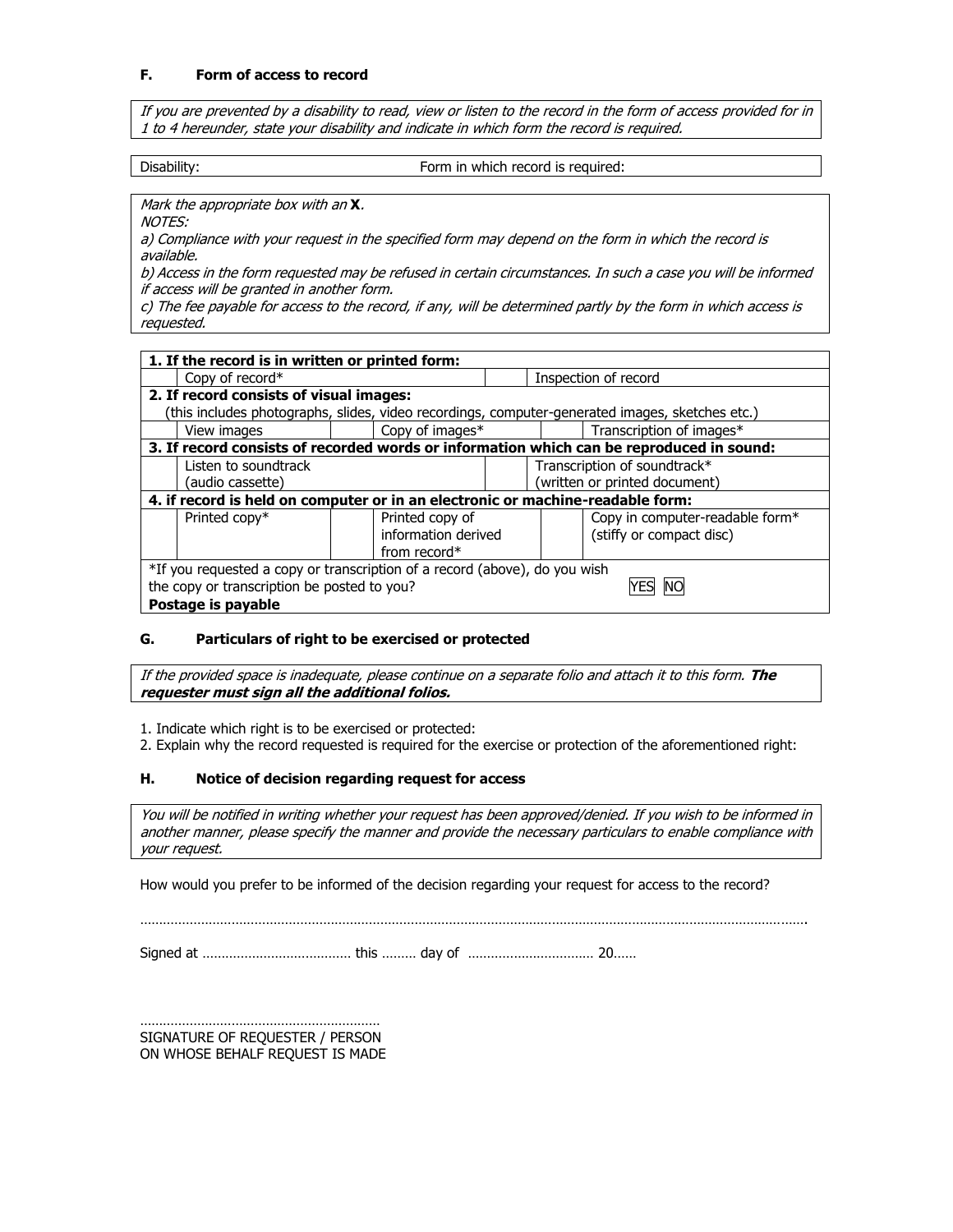### F. Form of access to record

*If you are prevented by a disability to read, view or listen to the record in the form of access provided for in 1 to 4 hereunder, state your disability and indicate in which form the record is required.*

| Disability: | Form in which record is required: |
|---|---|

*Mark the appropriate box with an* **X**.
*NOTES:*
*a) Compliance with your request in the specified form may depend on the form in which the record is available.*
*b) Access in the form requested may be refused in certain circumstances. In such a case you will be informed if access will be granted in another form.*
*c) The fee payable for access to the record, if any, will be determined partly by the form in which access is requested.*

| | | | | | |
|---|---|---|---|---|---|
| **1. If the record is in written or printed form:** | | | | | |
| | Copy of record* | | Inspection of record | | |
| **2. If record consists of visual images:** (this includes photographs, slides, video recordings, computer-generated images, sketches etc.) | | | | | |
| | View images | | Copy of images* | | Transcription of images* |
| **3. If record consists of recorded words or information which can be reproduced in sound:** | | | | | |
| | Listen to soundtrack (audio cassette) | | Transcription of soundtrack* (written or printed document) | | |
| **4. if record is held on computer or in an electronic or machine-readable form:** | | | | | |
| | Printed copy* | | Printed copy of information derived from record* | | Copy in computer-readable form* (stiffy or compact disc) |
| *If you requested a copy or transcription of a record (above), do you wish the copy or transcription be posted to you? YES NO **Postage is payable** | | | | | |

### G. Particulars of right to be exercised or protected

*If the provided space is inadequate, please continue on a separate folio and attach it to this form.* ***The requester must sign all the additional folios.***

1. Indicate which right is to be exercised or protected:
2. Explain why the record requested is required for the exercise or protection of the aforementioned right:

### H. Notice of decision regarding request for access

*You will be notified in writing whether your request has been approved/denied. If you wish to be informed in another manner, please specify the manner and provide the necessary particulars to enable compliance with your request.*

How would you prefer to be informed of the decision regarding your request for access to the record?

……………………………………………………………………………………………………………………………………………………….

Signed at ………………………………… this ……… day of …………………………… 20……

………………………………………………………
SIGNATURE OF REQUESTER / PERSON ON WHOSE BEHALF REQUEST IS MADE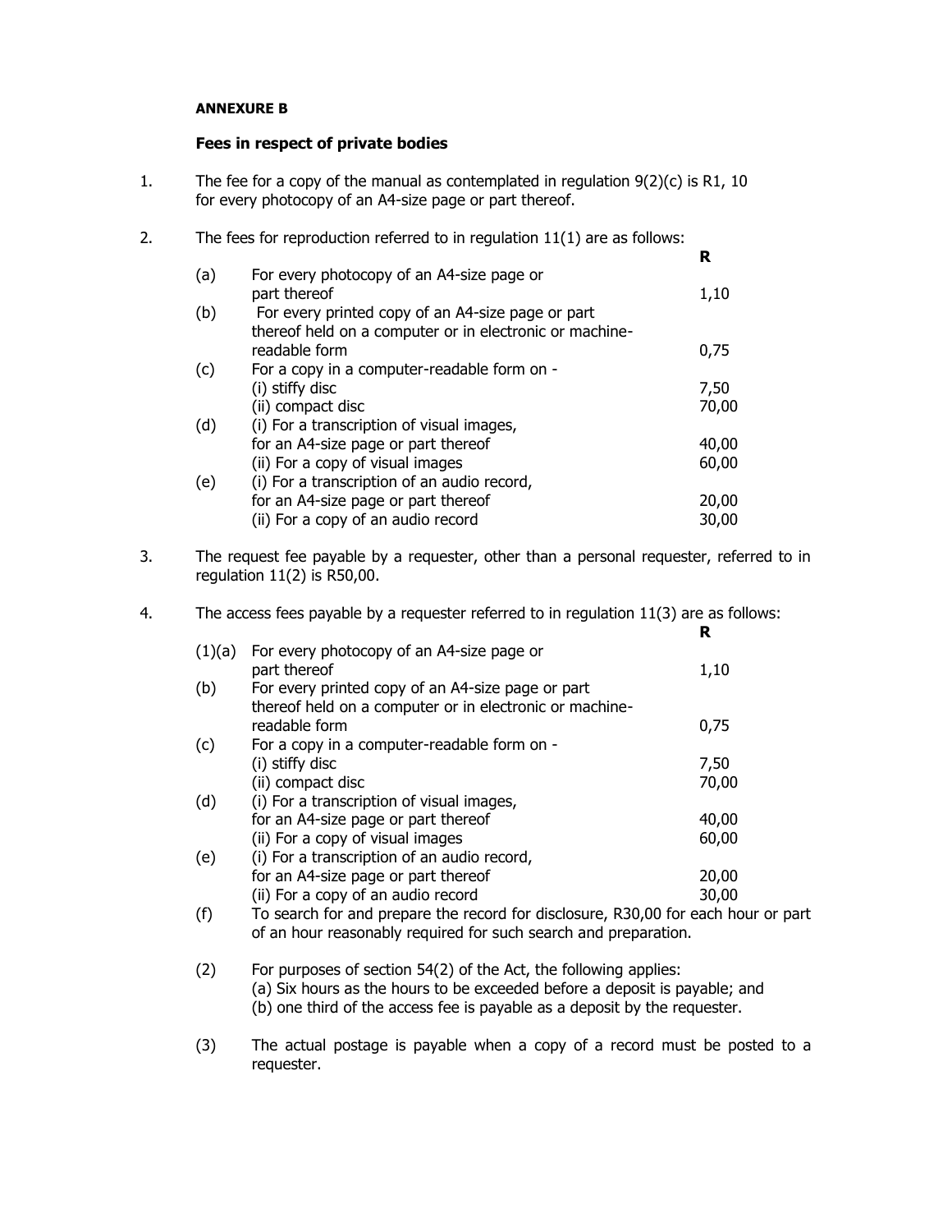**ANNEXURE B**

**Fees in respect of private bodies**

1. The fee for a copy of the manual as contemplated in regulation 9(2)(c) is R1, 10 for every photocopy of an A4-size page or part thereof.

2. The fees for reproduction referred to in regulation 11(1) are as follows:

| | | R |
|---|---|---|
| (a) | For every photocopy of an A4-size page or part thereof | 1,10 |
| (b) | For every printed copy of an A4-size page or part thereof held on a computer or in electronic or machine-readable form | 0,75 |
| (c) | For a copy in a computer-readable form on - | |
| | (i) stiffy disc | 7,50 |
| | (ii) compact disc | 70,00 |
| (d) | (i) For a transcription of visual images, for an A4-size page or part thereof | 40,00 |
| | (ii) For a copy of visual images | 60,00 |
| (e) | (i) For a transcription of an audio record, for an A4-size page or part thereof | 20,00 |
| | (ii) For a copy of an audio record | 30,00 |

3. The request fee payable by a requester, other than a personal requester, referred to in regulation 11(2) is R50,00.

4. The access fees payable by a requester referred to in regulation 11(3) are as follows:

| | | R |
|---|---|---|
| (1)(a) | For every photocopy of an A4-size page or part thereof | 1,10 |
| (b) | For every printed copy of an A4-size page or part thereof held on a computer or in electronic or machine-readable form | 0,75 |
| (c) | For a copy in a computer-readable form on - | |
| | (i) stiffy disc | 7,50 |
| | (ii) compact disc | 70,00 |
| (d) | (i) For a transcription of visual images, for an A4-size page or part thereof | 40,00 |
| | (ii) For a copy of visual images | 60,00 |
| (e) | (i) For a transcription of an audio record, for an A4-size page or part thereof | 20,00 |
| | (ii) For a copy of an audio record | 30,00 |

(f) To search for and prepare the record for disclosure, R30,00 for each hour or part of an hour reasonably required for such search and preparation.

(2) For purposes of section 54(2) of the Act, the following applies:
(a) Six hours as the hours to be exceeded before a deposit is payable; and
(b) one third of the access fee is payable as a deposit by the requester.

(3) The actual postage is payable when a copy of a record must be posted to a requester.